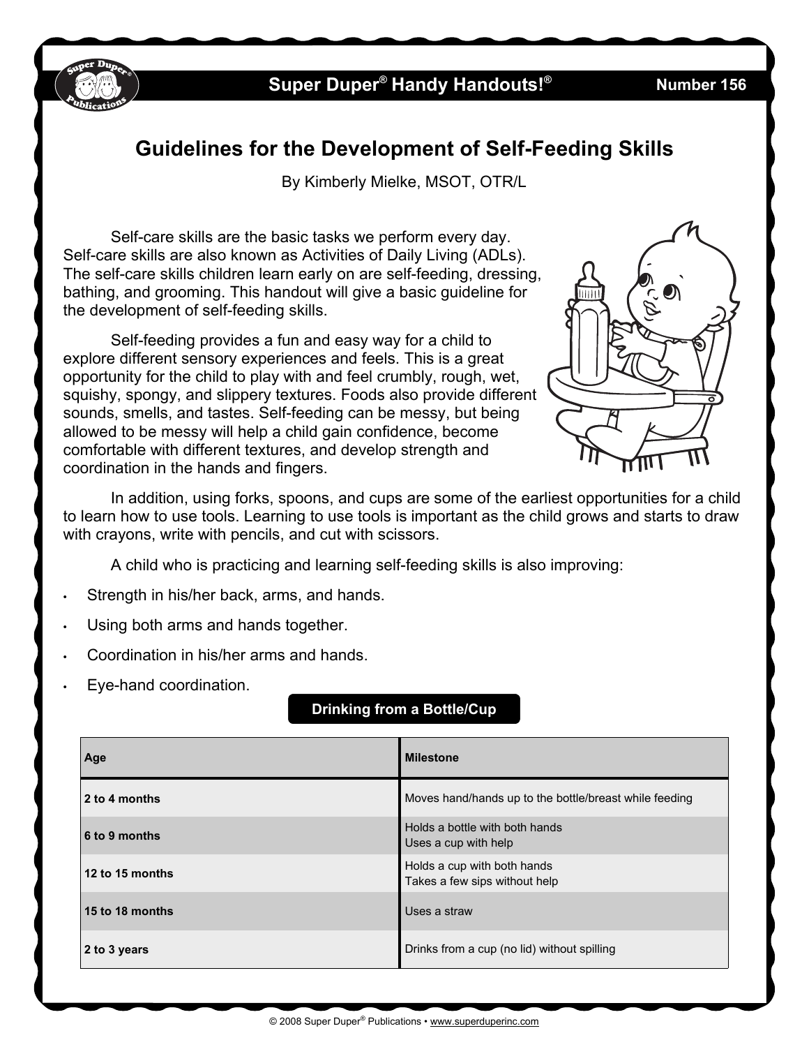# Guidelines for the Development of Self-Feeding Skills

By Kimberly Mielke, MSOT, OTR/L

Self-care skills are the basic tasks we perform every day. Self-care skills are also known as Activities of Daily Living (ADLs). The self-care skills children learn early on are self-feeding, dressing, bathing, and grooming. This handout will give a basic guideline for the development of self-feeding skills.

Self-feeding provides a fun and easy way for a child to explore different sensory experiences and feels. This is a great opportunity for the child to play with and feel crumbly, rough, wet, squishy, spongy, and slippery textures. Foods also provide different sounds, smells, and tastes. Self-feeding can be messy, but being allowed to be messy will help a child gain confidence, become comfortable with different textures, and develop strength and coordination in the hands and fingers.

In addition, using forks, spoons, and cups are some of the earliest opportunities for a child to learn how to use tools. Learning to use tools is important as the child grows and starts to draw with crayons, write with pencils, and cut with scissors.

A child who is practicing and learning self-feeding skills is also improving:

- Strength in his/her back, arms, and hands.
- Using both arms and hands together.
- Coordination in his/her arms and hands.
- Eye-hand coordination.

## Drinking from a Bottle/Cup

| Age | Milestone |
|---|---|
| 2 to 4 months | Moves hand/hands up to the bottle/breast while feeding |
| 6 to 9 months | Holds a bottle with both hands<br>Uses a cup with help |
| 12 to 15 months | Holds a cup with both hands<br>Takes a few sips without help |
| 15 to 18 months | Uses a straw |
| 2 to 3 years | Drinks from a cup (no lid) without spilling |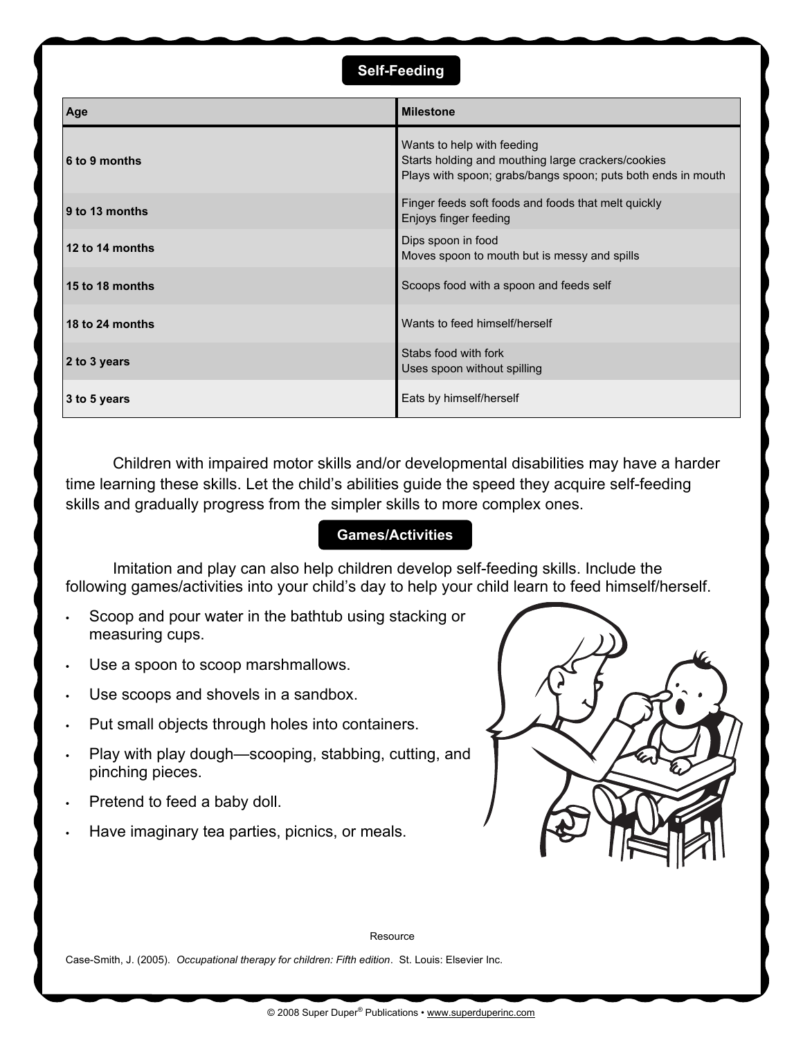## Self-Feeding

| Age | Milestone |
| --- | --- |
| 6 to 9 months | Wants to help with feeding<br>Starts holding and mouthing large crackers/cookies<br>Plays with spoon; grabs/bangs spoon; puts both ends in mouth |
| 9 to 13 months | Finger feeds soft foods and foods that melt quickly<br>Enjoys finger feeding |
| 12 to 14 months | Dips spoon in food<br>Moves spoon to mouth but is messy and spills |
| 15 to 18 months | Scoops food with a spoon and feeds self |
| 18 to 24 months | Wants to feed himself/herself |
| 2 to 3 years | Stabs food with fork<br>Uses spoon without spilling |
| 3 to 5 years | Eats by himself/herself |

Children with impaired motor skills and/or developmental disabilities may have a harder time learning these skills. Let the child's abilities guide the speed they acquire self-feeding skills and gradually progress from the simpler skills to more complex ones.

## Games/Activities

Imitation and play can also help children develop self-feeding skills. Include the following games/activities into your child's day to help your child learn to feed himself/herself.

- Scoop and pour water in the bathtub using stacking or measuring cups.
- Use a spoon to scoop marshmallows.
- Use scoops and shovels in a sandbox.
- Put small objects through holes into containers.
- Play with play dough—scooping, stabbing, cutting, and pinching pieces.
- Pretend to feed a baby doll.
- Have imaginary tea parties, picnics, or meals.

Resource

Case-Smith, J. (2005). *Occupational therapy for children: Fifth edition*. St. Louis: Elsevier Inc.

© 2008 Super Duper® Publications • www.superduperinc.com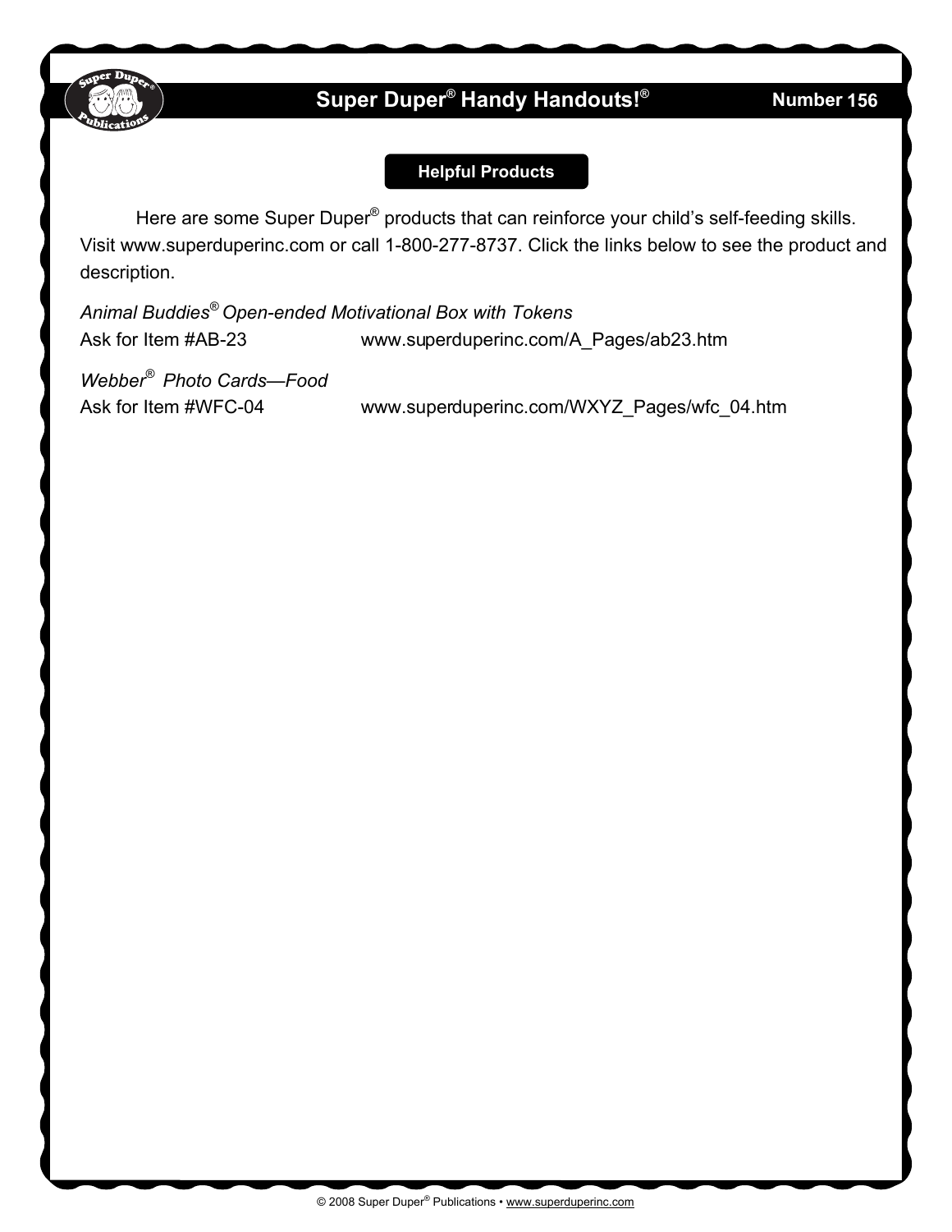## Helpful Products

Here are some Super Duper® products that can reinforce your child's self-feeding skills. Visit www.superduperinc.com or call 1-800-277-8737. Click the links below to see the product and description.

*Animal Buddies® Open-ended Motivational Box with Tokens*
Ask for Item #AB-23 www.superduperinc.com/A_Pages/ab23.htm

*Webber® Photo Cards—Food*
Ask for Item #WFC-04 www.superduperinc.com/WXYZ_Pages/wfc_04.htm